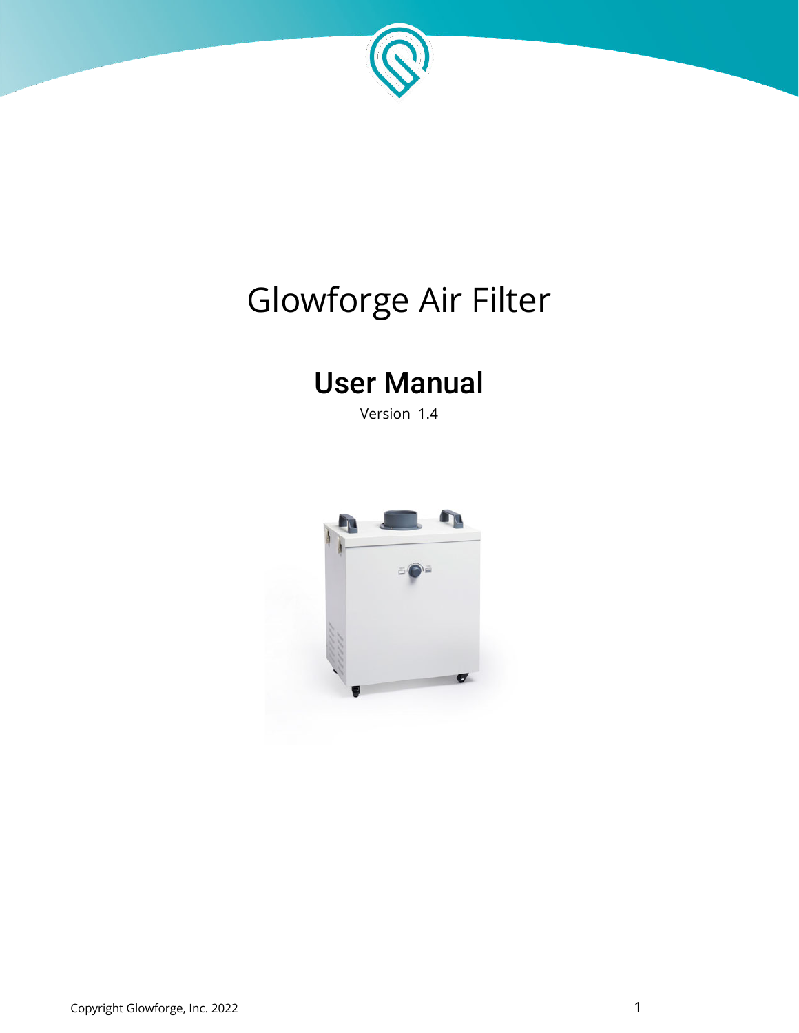# Glowforge Air Filter

## User Manual

Version 1.4

Copyright Glowforge, Inc. 2022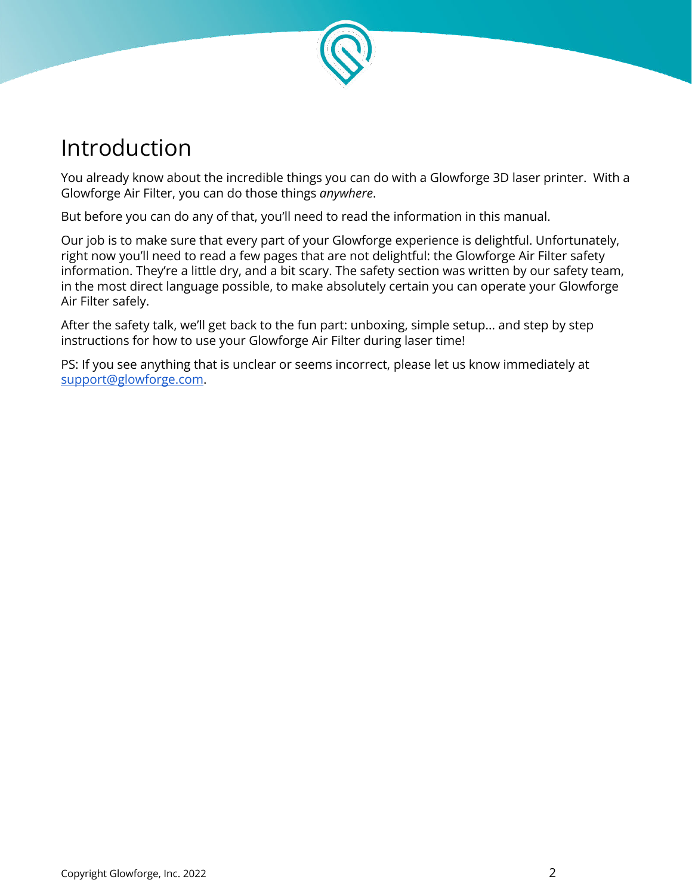# Introduction

You already know about the incredible things you can do with a Glowforge 3D laser printer. With a Glowforge Air Filter, you can do those things *anywhere*.

But before you can do any of that, you'll need to read the information in this manual.

Our job is to make sure that every part of your Glowforge experience is delightful. Unfortunately, right now you'll need to read a few pages that are not delightful: the Glowforge Air Filter safety information. They're a little dry, and a bit scary. The safety section was written by our safety team, in the most direct language possible, to make absolutely certain you can operate your Glowforge Air Filter safely.

After the safety talk, we'll get back to the fun part: unboxing, simple setup... and step by step instructions for how to use your Glowforge Air Filter during laser time!

PS: If you see anything that is unclear or seems incorrect, please let us know immediately at [support@glowforge.com](mailto:support@glowforge.com).

Copyright Glowforge, Inc. 2022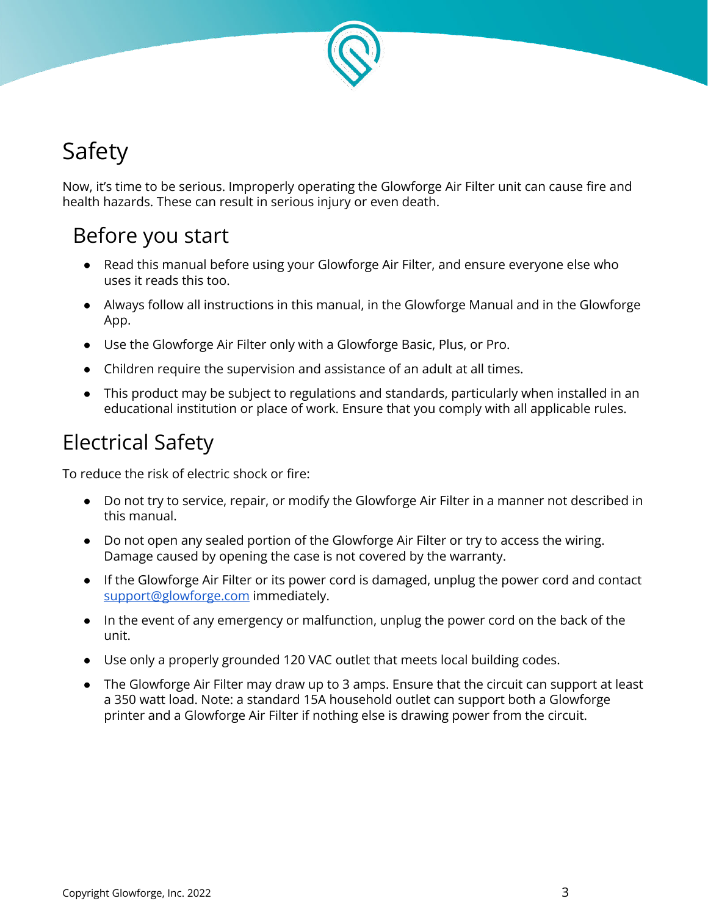# Safety

Now, it's time to be serious. Improperly operating the Glowforge Air Filter unit can cause fire and health hazards. These can result in serious injury or even death.

## Before you start

- Read this manual before using your Glowforge Air Filter, and ensure everyone else who uses it reads this too.
- Always follow all instructions in this manual, in the Glowforge Manual and in the Glowforge App.
- Use the Glowforge Air Filter only with a Glowforge Basic, Plus, or Pro.
- Children require the supervision and assistance of an adult at all times.
- This product may be subject to regulations and standards, particularly when installed in an educational institution or place of work. Ensure that you comply with all applicable rules.

# Electrical Safety

To reduce the risk of electric shock or fire:

- Do not try to service, repair, or modify the Glowforge Air Filter in a manner not described in this manual.
- Do not open any sealed portion of the Glowforge Air Filter or try to access the wiring. Damage caused by opening the case is not covered by the warranty.
- If the Glowforge Air Filter or its power cord is damaged, unplug the power cord and contact support@glowforge.com immediately.
- In the event of any emergency or malfunction, unplug the power cord on the back of the unit.
- Use only a properly grounded 120 VAC outlet that meets local building codes.
- The Glowforge Air Filter may draw up to 3 amps. Ensure that the circuit can support at least a 350 watt load. Note: a standard 15A household outlet can support both a Glowforge printer and a Glowforge Air Filter if nothing else is drawing power from the circuit.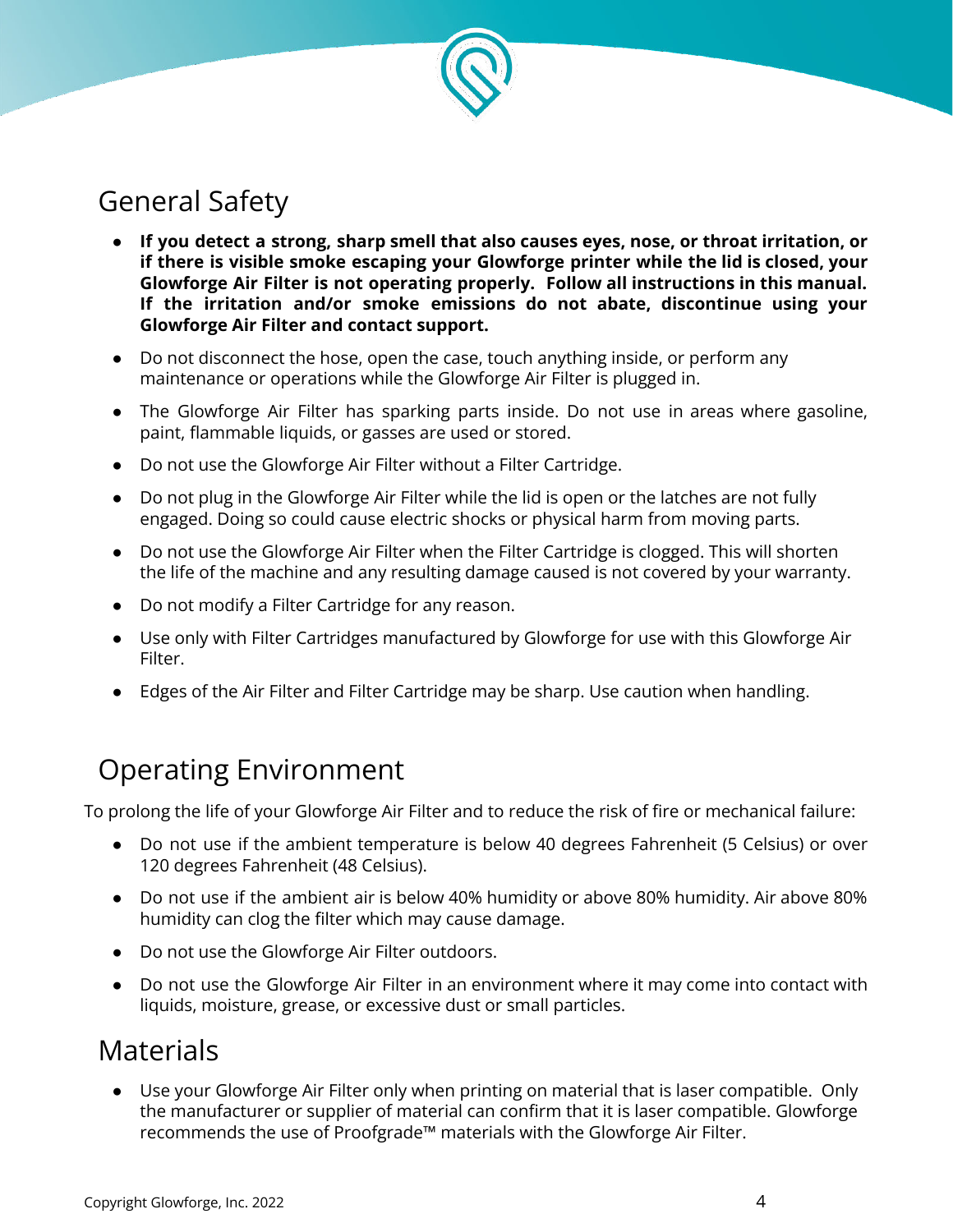## General Safety

- **If you detect a strong, sharp smell that also causes eyes, nose, or throat irritation, or if there is visible smoke escaping your Glowforge printer while the lid is closed, your Glowforge Air Filter is not operating properly. Follow all instructions in this manual. If the irritation and/or smoke emissions do not abate, discontinue using your Glowforge Air Filter and contact support.**
- Do not disconnect the hose, open the case, touch anything inside, or perform any maintenance or operations while the Glowforge Air Filter is plugged in.
- The Glowforge Air Filter has sparking parts inside. Do not use in areas where gasoline, paint, flammable liquids, or gasses are used or stored.
- Do not use the Glowforge Air Filter without a Filter Cartridge.
- Do not plug in the Glowforge Air Filter while the lid is open or the latches are not fully engaged. Doing so could cause electric shocks or physical harm from moving parts.
- Do not use the Glowforge Air Filter when the Filter Cartridge is clogged. This will shorten the life of the machine and any resulting damage caused is not covered by your warranty.
- Do not modify a Filter Cartridge for any reason.
- Use only with Filter Cartridges manufactured by Glowforge for use with this Glowforge Air Filter.
- Edges of the Air Filter and Filter Cartridge may be sharp. Use caution when handling.

## Operating Environment

To prolong the life of your Glowforge Air Filter and to reduce the risk of fire or mechanical failure:

- Do not use if the ambient temperature is below 40 degrees Fahrenheit (5 Celsius) or over 120 degrees Fahrenheit (48 Celsius).
- Do not use if the ambient air is below 40% humidity or above 80% humidity. Air above 80% humidity can clog the filter which may cause damage.
- Do not use the Glowforge Air Filter outdoors.
- Do not use the Glowforge Air Filter in an environment where it may come into contact with liquids, moisture, grease, or excessive dust or small particles.

## Materials

- Use your Glowforge Air Filter only when printing on material that is laser compatible. Only the manufacturer or supplier of material can confirm that it is laser compatible. Glowforge recommends the use of Proofgrade™ materials with the Glowforge Air Filter.

Copyright Glowforge, Inc. 2022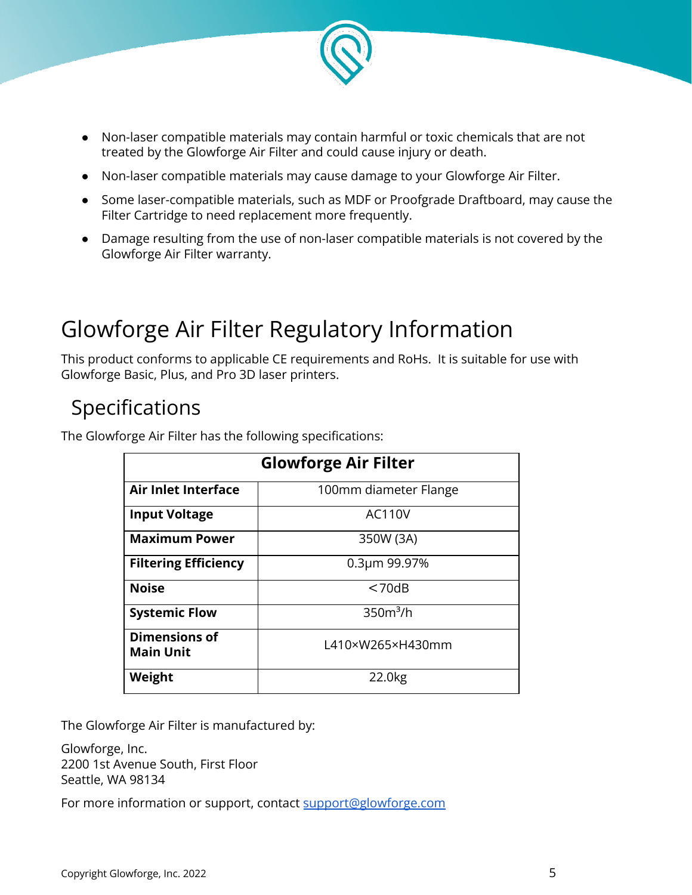- Non-laser compatible materials may contain harmful or toxic chemicals that are not treated by the Glowforge Air Filter and could cause injury or death.
- Non-laser compatible materials may cause damage to your Glowforge Air Filter.
- Some laser-compatible materials, such as MDF or Proofgrade Draftboard, may cause the Filter Cartridge to need replacement more frequently.
- Damage resulting from the use of non-laser compatible materials is not covered by the Glowforge Air Filter warranty.

# Glowforge Air Filter Regulatory Information

This product conforms to applicable CE requirements and RoHs. It is suitable for use with Glowforge Basic, Plus, and Pro 3D laser printers.

## Specifications

The Glowforge Air Filter has the following specifications:

| Glowforge Air Filter | |
|---|---|
| **Air Inlet Interface** | 100mm diameter Flange |
| **Input Voltage** | AC110V |
| **Maximum Power** | 350W (3A) |
| **Filtering Efficiency** | 0.3μm 99.97% |
| **Noise** | <70dB |
| **Systemic Flow** | 350m³/h |
| **Dimensions of Main Unit** | L410×W265×H430mm |
| **Weight** | 22.0kg |

The Glowforge Air Filter is manufactured by:

Glowforge, Inc.
2200 1st Avenue South, First Floor
Seattle, WA 98134

For more information or support, contact support@glowforge.com

Copyright Glowforge, Inc. 2022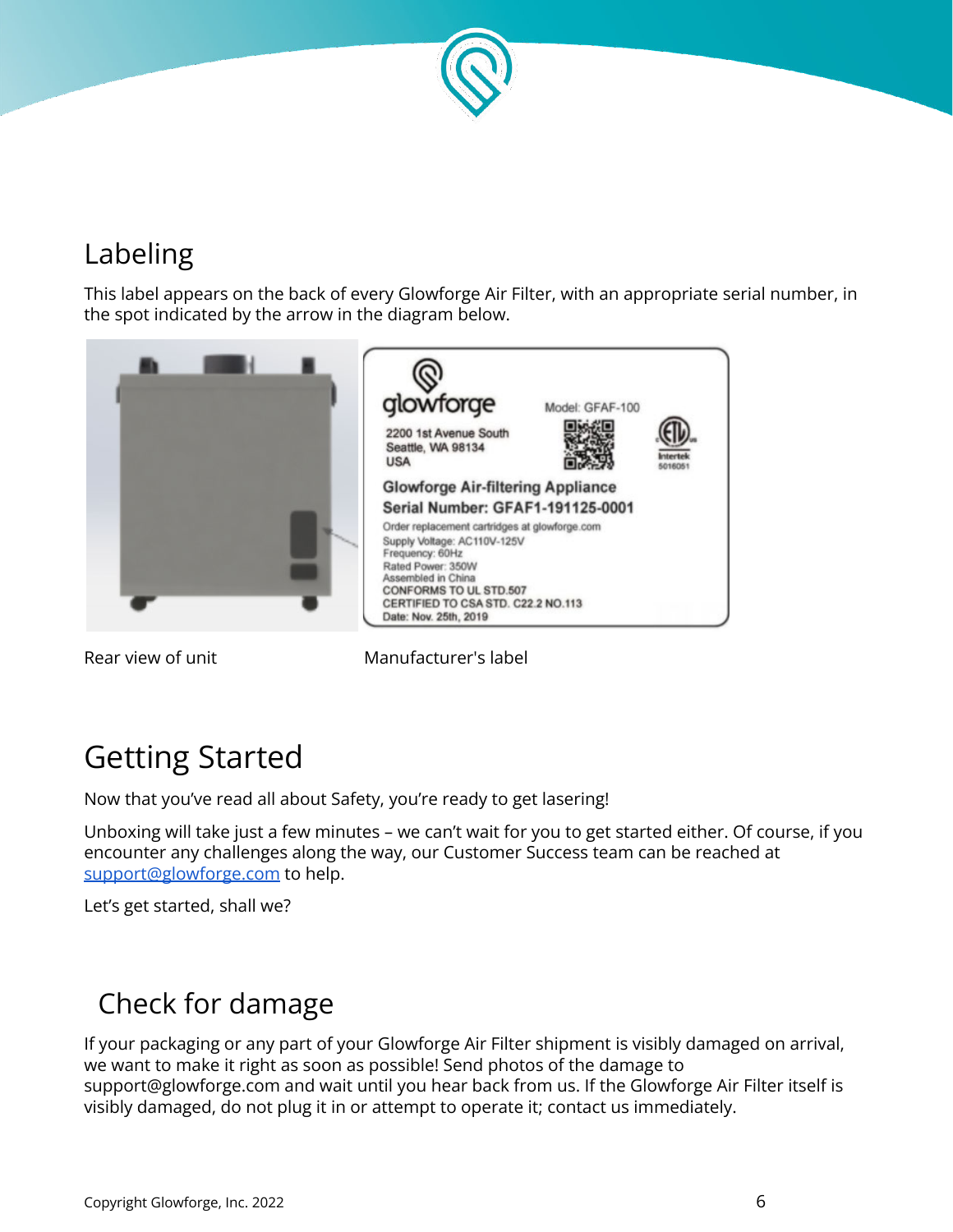## Labeling

This label appears on the back of every Glowforge Air Filter, with an appropriate serial number, in the spot indicated by the arrow in the diagram below.

glowforge

Model: GFAF-100

2200 1st Avenue South
Seattle, WA 98134
USA

Intertek
5016051

**Glowforge Air-filtering Appliance**

**Serial Number: GFAF1-191125-0001**

Order replacement cartridges at glowforge.com
Supply Voltage: AC110V-125V
Frequency: 60Hz
Rated Power: 350W
Assembled in China
CONFORMS TO UL STD.507
CERTIFIED TO CSA STD. C22.2 NO.113
Date: Nov. 25th, 2019

Rear view of unit

Manufacturer's label

# Getting Started

Now that you've read all about Safety, you're ready to get lasering!

Unboxing will take just a few minutes – we can't wait for you to get started either. Of course, if you encounter any challenges along the way, our Customer Success team can be reached at support@glowforge.com to help.

Let's get started, shall we?

## Check for damage

If your packaging or any part of your Glowforge Air Filter shipment is visibly damaged on arrival, we want to make it right as soon as possible! Send photos of the damage to support@glowforge.com and wait until you hear back from us. If the Glowforge Air Filter itself is visibly damaged, do not plug it in or attempt to operate it; contact us immediately.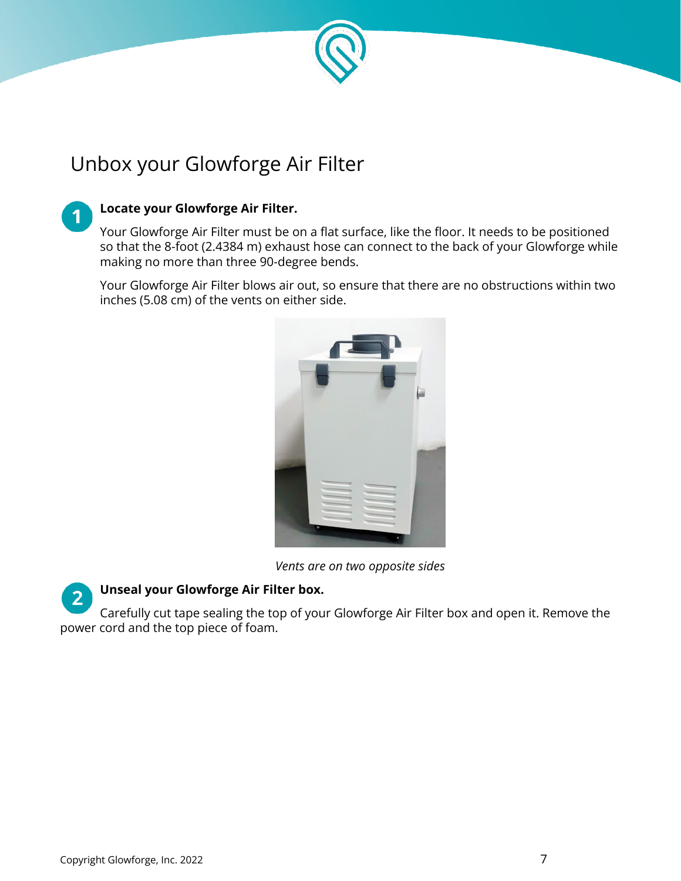# Unbox your Glowforge Air Filter

**1 Locate your Glowforge Air Filter.**

Your Glowforge Air Filter must be on a flat surface, like the floor. It needs to be positioned so that the 8-foot (2.4384 m) exhaust hose can connect to the back of your Glowforge while making no more than three 90-degree bends.

Your Glowforge Air Filter blows air out, so ensure that there are no obstructions within two inches (5.08 cm) of the vents on either side.

*Vents are on two opposite sides*

**2 Unseal your Glowforge Air Filter box.**

Carefully cut tape sealing the top of your Glowforge Air Filter box and open it. Remove the power cord and the top piece of foam.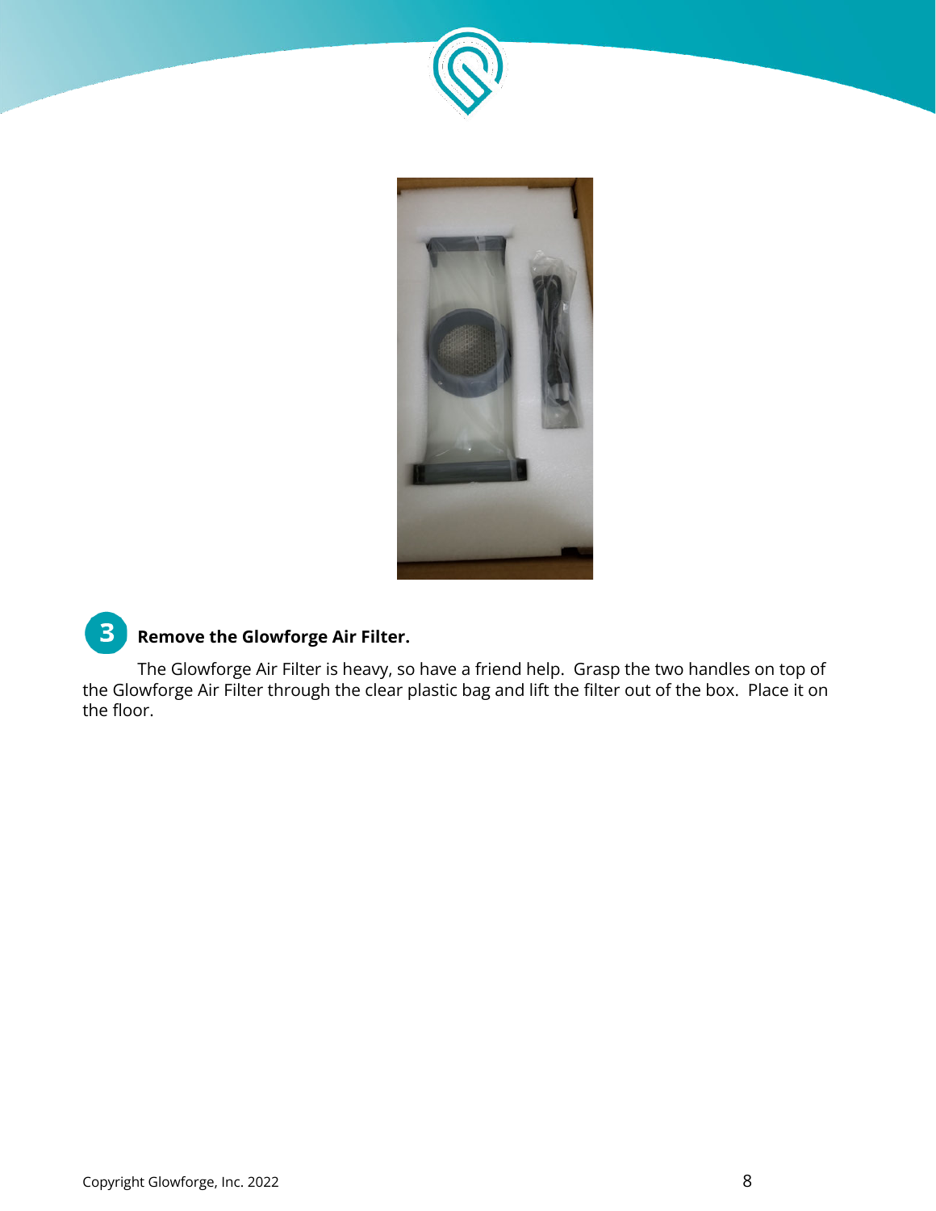**3 Remove the Glowforge Air Filter.**

The Glowforge Air Filter is heavy, so have a friend help. Grasp the two handles on top of the Glowforge Air Filter through the clear plastic bag and lift the filter out of the box. Place it on the floor.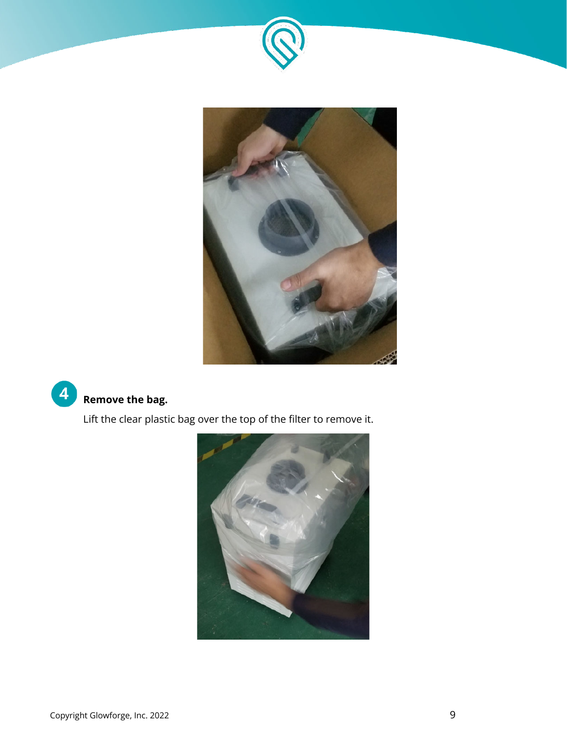**4** **Remove the bag.**

Lift the clear plastic bag over the top of the filter to remove it.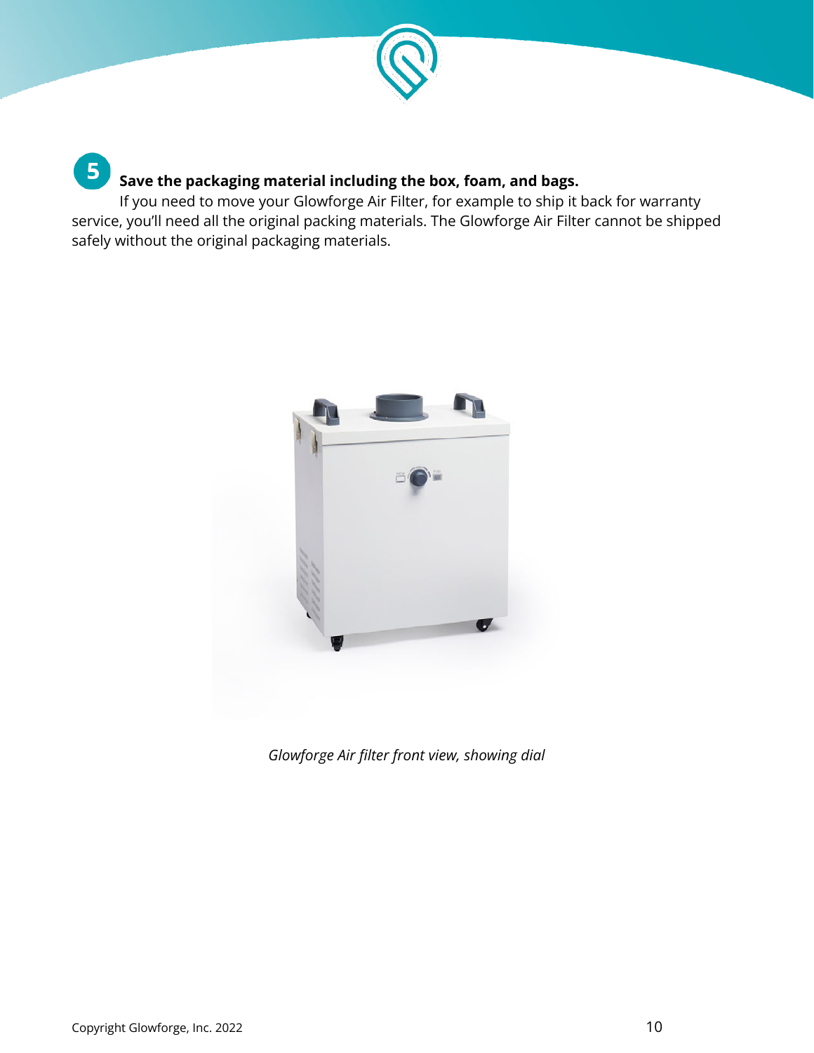**5** **Save the packaging material including the box, foam, and bags.**

If you need to move your Glowforge Air Filter, for example to ship it back for warranty service, you'll need all the original packing materials. The Glowforge Air Filter cannot be shipped safely without the original packaging materials.

*Glowforge Air filter front view, showing dial*

Copyright Glowforge, Inc. 2022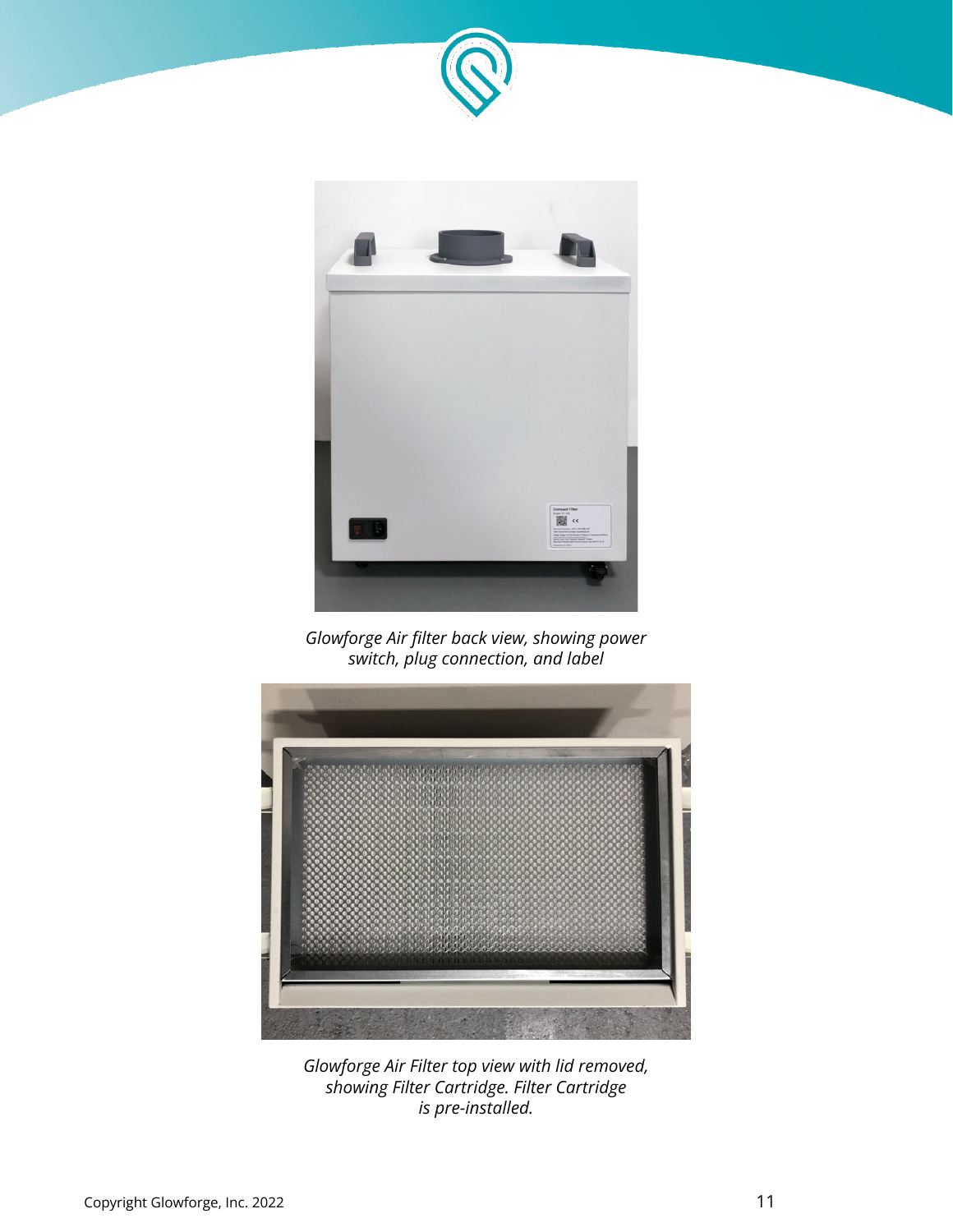*Glowforge Air filter back view, showing power switch, plug connection, and label*

*Glowforge Air Filter top view with lid removed, showing Filter Cartridge. Filter Cartridge is pre-installed.*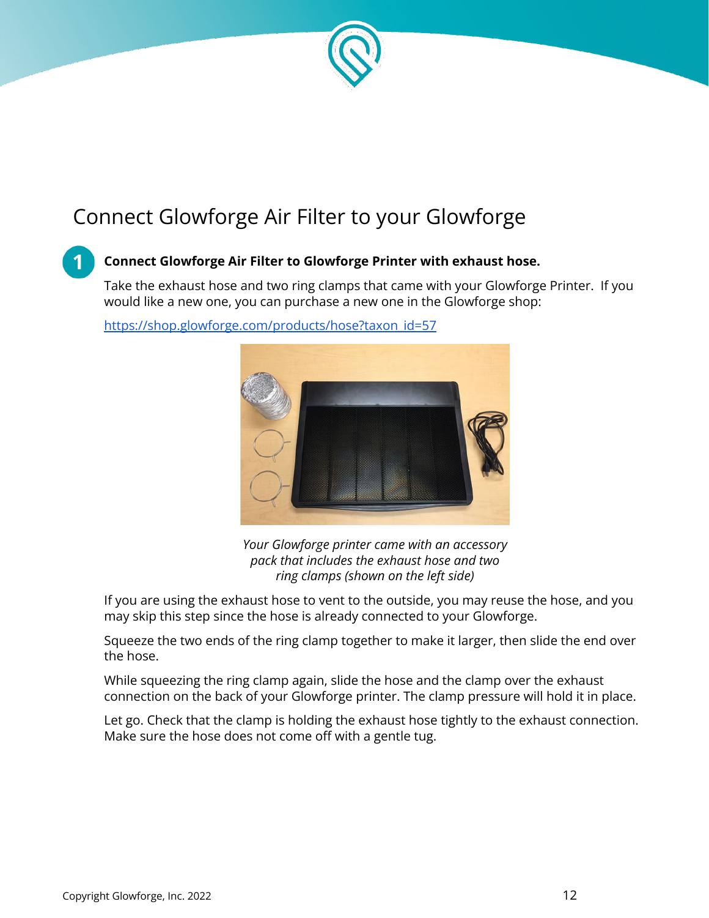# Connect Glowforge Air Filter to your Glowforge

**1** **Connect Glowforge Air Filter to Glowforge Printer with exhaust hose.**

Take the exhaust hose and two ring clamps that came with your Glowforge Printer. If you would like a new one, you can purchase a new one in the Glowforge shop:

https://shop.glowforge.com/products/hose?taxon_id=57

*Your Glowforge printer came with an accessory pack that includes the exhaust hose and two ring clamps (shown on the left side)*

If you are using the exhaust hose to vent to the outside, you may reuse the hose, and you may skip this step since the hose is already connected to your Glowforge.

Squeeze the two ends of the ring clamp together to make it larger, then slide the end over the hose.

While squeezing the ring clamp again, slide the hose and the clamp over the exhaust connection on the back of your Glowforge printer. The clamp pressure will hold it in place.

Let go. Check that the clamp is holding the exhaust hose tightly to the exhaust connection. Make sure the hose does not come off with a gentle tug.

Copyright Glowforge, Inc. 2022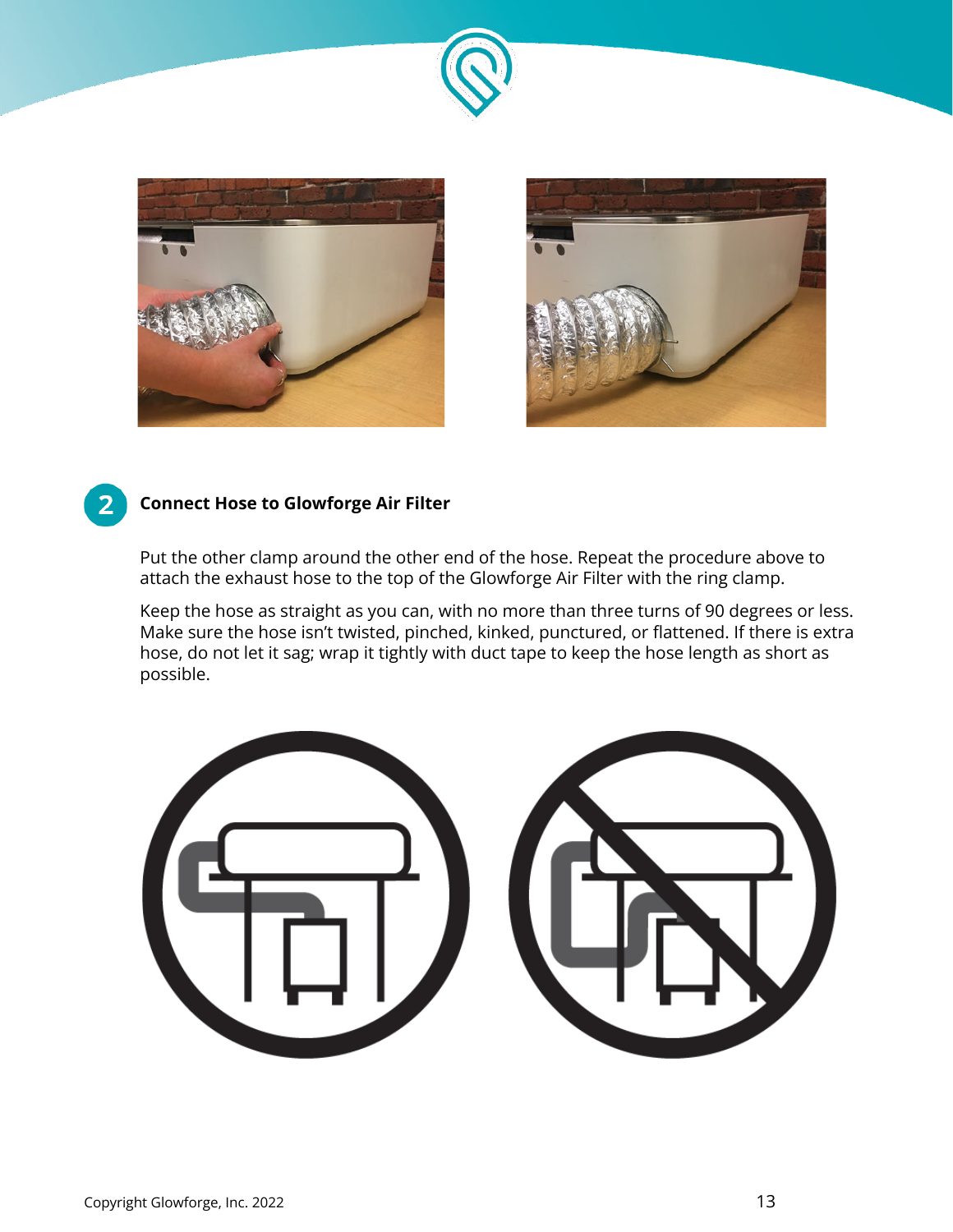## 2 Connect Hose to Glowforge Air Filter

Put the other clamp around the other end of the hose. Repeat the procedure above to attach the exhaust hose to the top of the Glowforge Air Filter with the ring clamp.

Keep the hose as straight as you can, with no more than three turns of 90 degrees or less. Make sure the hose isn't twisted, pinched, kinked, punctured, or flattened. If there is extra hose, do not let it sag; wrap it tightly with duct tape to keep the hose length as short as possible.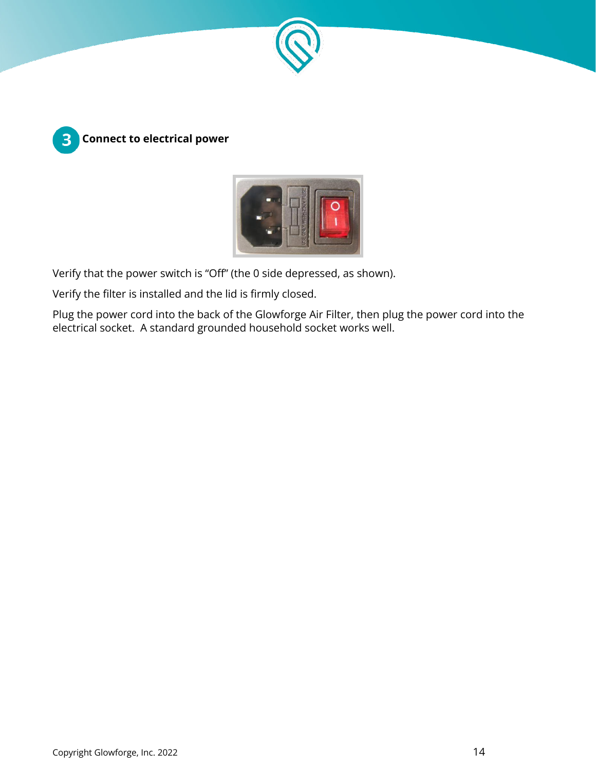## 3 Connect to electrical power

Verify that the power switch is “Off” (the 0 side depressed, as shown).

Verify the filter is installed and the lid is firmly closed.

Plug the power cord into the back of the Glowforge Air Filter, then plug the power cord into the electrical socket. A standard grounded household socket works well.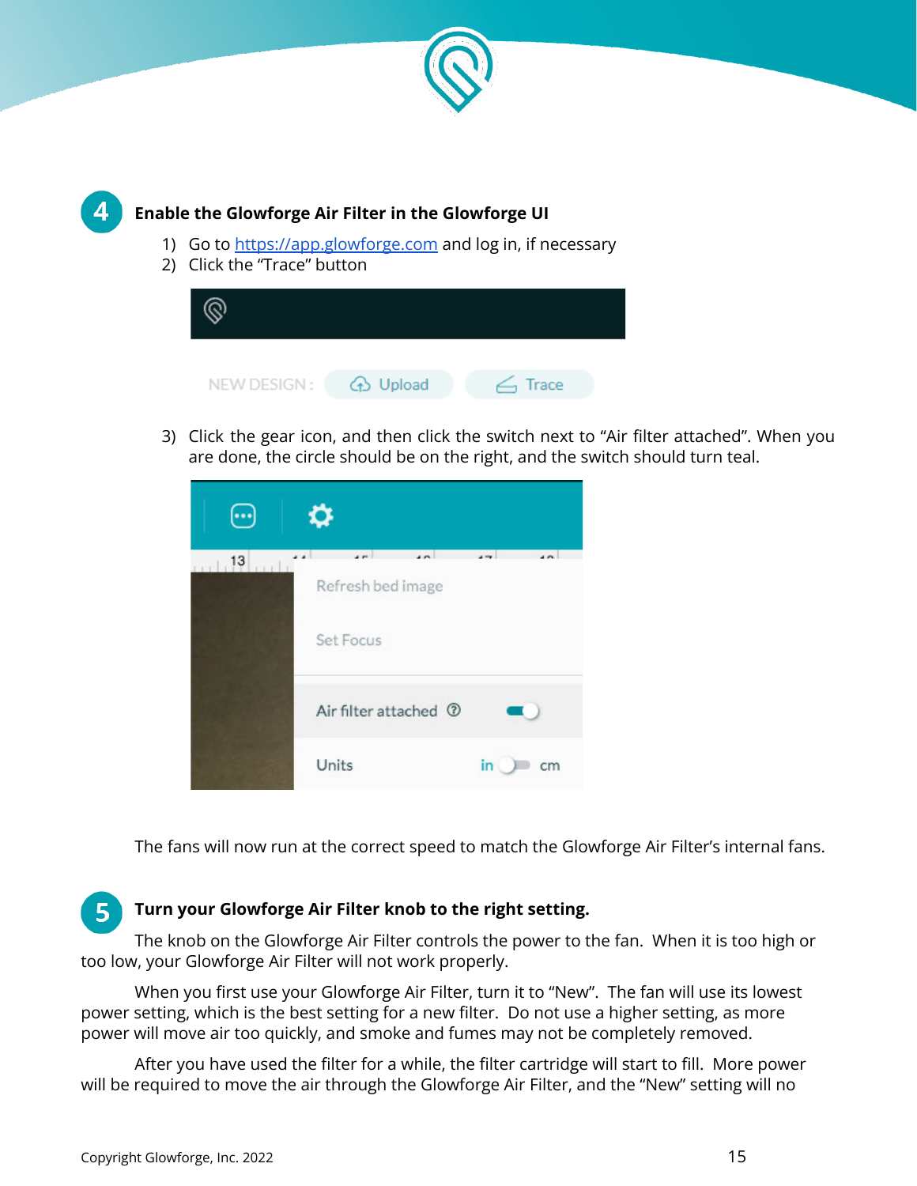## 4 Enable the Glowforge Air Filter in the Glowforge UI

1) Go to https://app.glowforge.com and log in, if necessary
2) Click the "Trace" button

NEW DESIGN: Upload Trace

3) Click the gear icon, and then click the switch next to "Air filter attached". When you are done, the circle should be on the right, and the switch should turn teal.

Refresh bed image

Set Focus

Air filter attached

Units in cm

The fans will now run at the correct speed to match the Glowforge Air Filter's internal fans.

## 5 Turn your Glowforge Air Filter knob to the right setting.

The knob on the Glowforge Air Filter controls the power to the fan. When it is too high or too low, your Glowforge Air Filter will not work properly.

When you first use your Glowforge Air Filter, turn it to "New". The fan will use its lowest power setting, which is the best setting for a new filter. Do not use a higher setting, as more power will move air too quickly, and smoke and fumes may not be completely removed.

After you have used the filter for a while, the filter cartridge will start to fill. More power will be required to move the air through the Glowforge Air Filter, and the "New" setting will no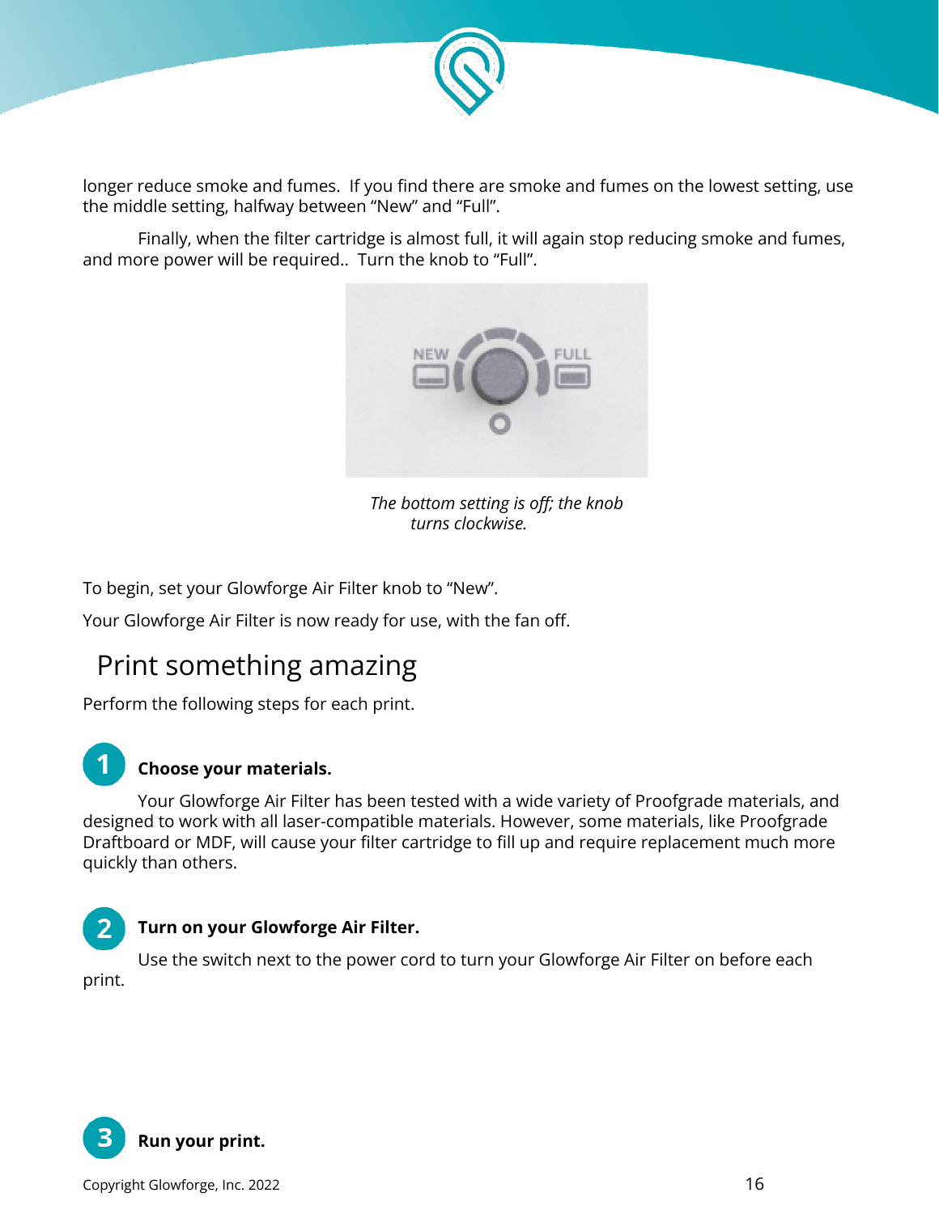longer reduce smoke and fumes.  If you find there are smoke and fumes on the lowest setting, use the middle setting, halfway between "New" and "Full".

Finally, when the filter cartridge is almost full, it will again stop reducing smoke and fumes, and more power will be required..  Turn the knob to "Full".

*The bottom setting is off; the knob turns clockwise.*

To begin, set your Glowforge Air Filter knob to "New".

Your Glowforge Air Filter is now ready for use, with the fan off.

## Print something amazing

Perform the following steps for each print.

**1 Choose your materials.**

Your Glowforge Air Filter has been tested with a wide variety of Proofgrade materials, and designed to work with all laser-compatible materials. However, some materials, like Proofgrade Draftboard or MDF, will cause your filter cartridge to fill up and require replacement much more quickly than others.

**2 Turn on your Glowforge Air Filter.**

Use the switch next to the power cord to turn your Glowforge Air Filter on before each print.

**3 Run your print.**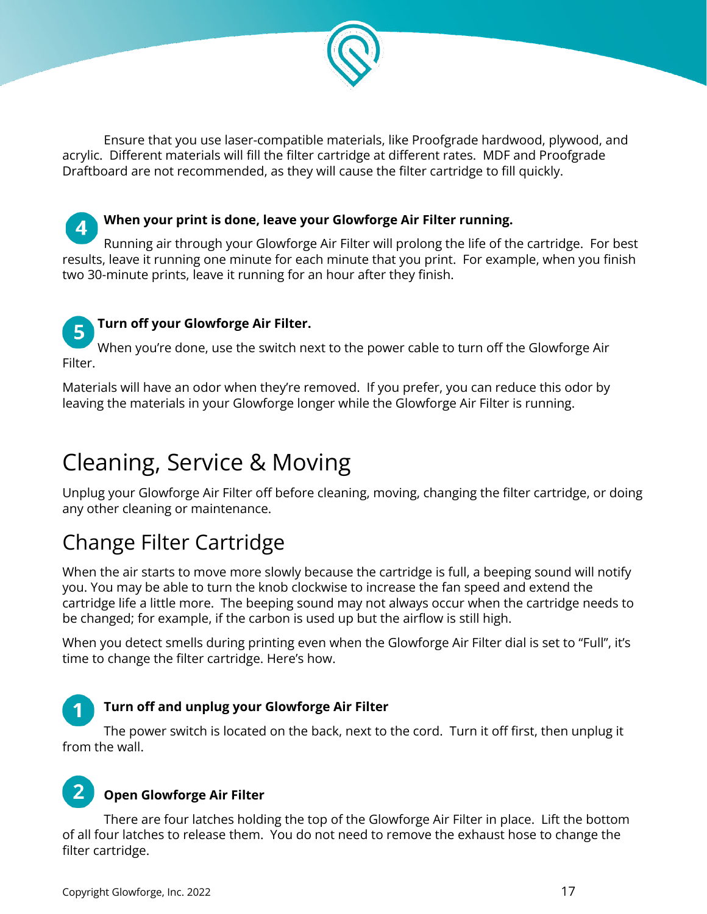Ensure that you use laser-compatible materials, like Proofgrade hardwood, plywood, and acrylic.  Different materials will fill the filter cartridge at different rates.  MDF and Proofgrade Draftboard are not recommended, as they will cause the filter cartridge to fill quickly.

**4** **When your print is done, leave your Glowforge Air Filter running.**

Running air through your Glowforge Air Filter will prolong the life of the cartridge.  For best results, leave it running one minute for each minute that you print.  For example, when you finish two 30-minute prints, leave it running for an hour after they finish.

**5** **Turn off your Glowforge Air Filter.**

When you're done, use the switch next to the power cable to turn off the Glowforge Air Filter.

Materials will have an odor when they're removed.  If you prefer, you can reduce this odor by leaving the materials in your Glowforge longer while the Glowforge Air Filter is running.

# Cleaning, Service & Moving

Unplug your Glowforge Air Filter off before cleaning, moving, changing the filter cartridge, or doing any other cleaning or maintenance.

## Change Filter Cartridge

When the air starts to move more slowly because the cartridge is full, a beeping sound will notify you. You may be able to turn the knob clockwise to increase the fan speed and extend the cartridge life a little more.  The beeping sound may not always occur when the cartridge needs to be changed; for example, if the carbon is used up but the airflow is still high.

When you detect smells during printing even when the Glowforge Air Filter dial is set to "Full", it's time to change the filter cartridge. Here's how.

**1** **Turn off and unplug your Glowforge Air Filter**

The power switch is located on the back, next to the cord.  Turn it off first, then unplug it from the wall.

**2** **Open Glowforge Air Filter**

There are four latches holding the top of the Glowforge Air Filter in place.  Lift the bottom of all four latches to release them.  You do not need to remove the exhaust hose to change the filter cartridge.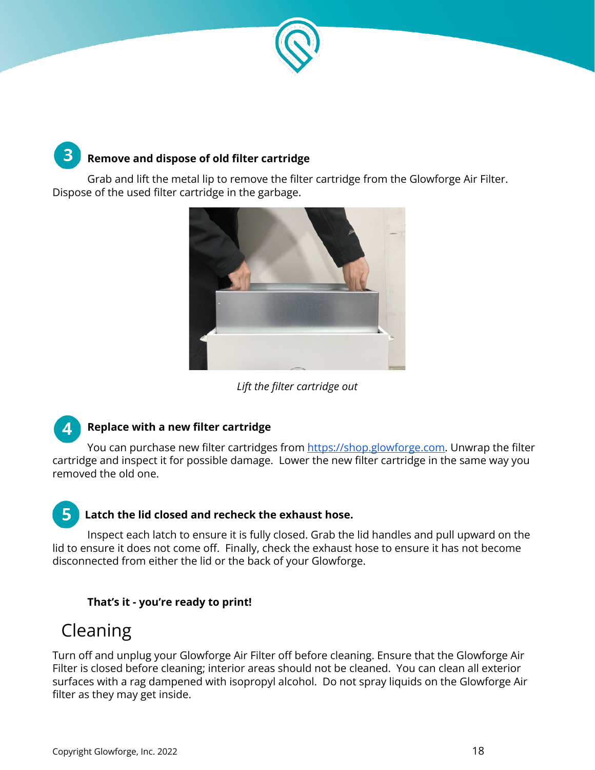### 3 Remove and dispose of old filter cartridge

Grab and lift the metal lip to remove the filter cartridge from the Glowforge Air Filter. Dispose of the used filter cartridge in the garbage.

*Lift the filter cartridge out*

### 4 Replace with a new filter cartridge

You can purchase new filter cartridges from [https://shop.glowforge.com](https://shop.glowforge.com). Unwrap the filter cartridge and inspect it for possible damage. Lower the new filter cartridge in the same way you removed the old one.

### 5 Latch the lid closed and recheck the exhaust hose.

Inspect each latch to ensure it is fully closed. Grab the lid handles and pull upward on the lid to ensure it does not come off. Finally, check the exhaust hose to ensure it has not become disconnected from either the lid or the back of your Glowforge.

**That's it - you're ready to print!**

## Cleaning

Turn off and unplug your Glowforge Air Filter off before cleaning. Ensure that the Glowforge Air Filter is closed before cleaning; interior areas should not be cleaned. You can clean all exterior surfaces with a rag dampened with isopropyl alcohol. Do not spray liquids on the Glowforge Air filter as they may get inside.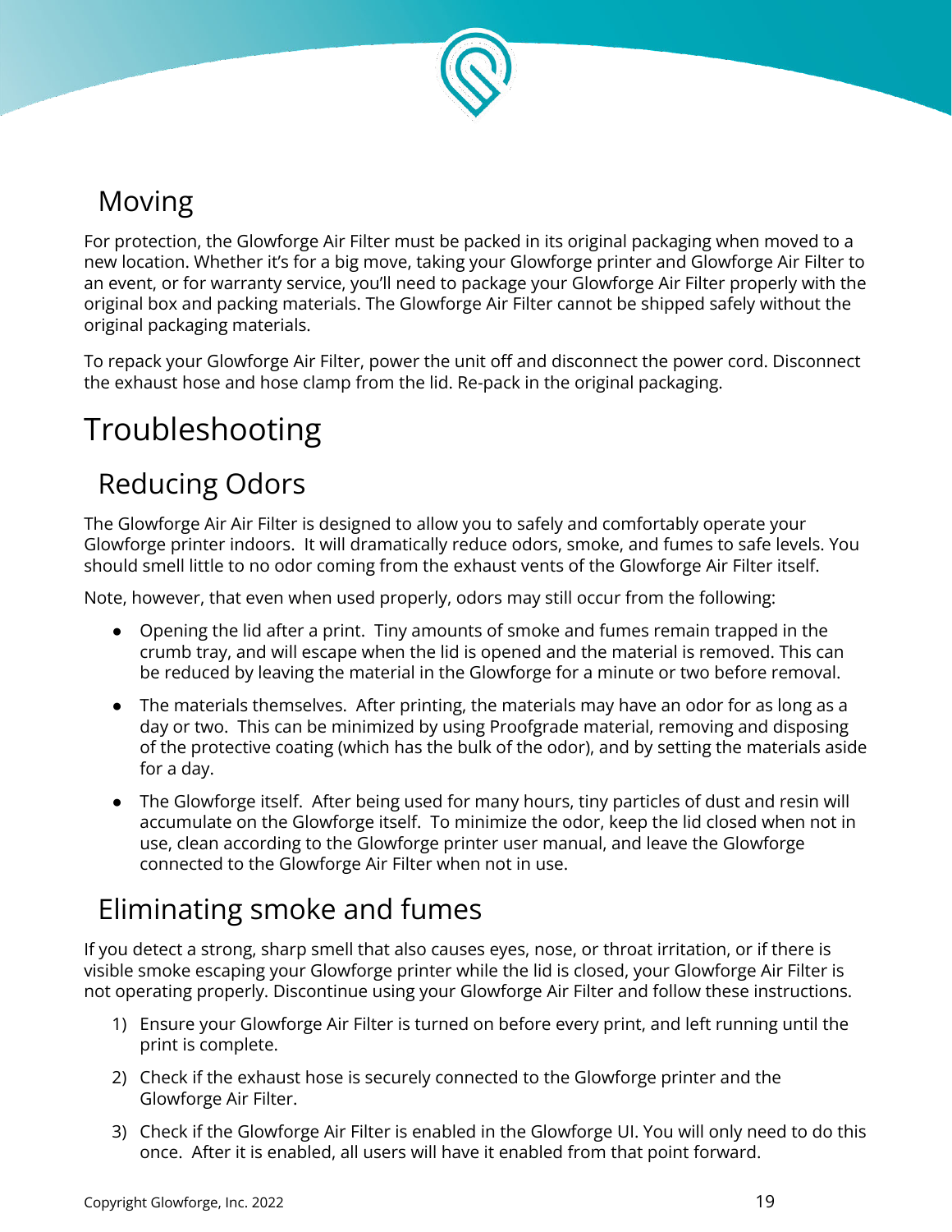## Moving

For protection, the Glowforge Air Filter must be packed in its original packaging when moved to a new location. Whether it's for a big move, taking your Glowforge printer and Glowforge Air Filter to an event, or for warranty service, you'll need to package your Glowforge Air Filter properly with the original box and packing materials. The Glowforge Air Filter cannot be shipped safely without the original packaging materials.

To repack your Glowforge Air Filter, power the unit off and disconnect the power cord. Disconnect the exhaust hose and hose clamp from the lid. Re-pack in the original packaging.

# Troubleshooting

## Reducing Odors

The Glowforge Air Air Filter is designed to allow you to safely and comfortably operate your Glowforge printer indoors. It will dramatically reduce odors, smoke, and fumes to safe levels. You should smell little to no odor coming from the exhaust vents of the Glowforge Air Filter itself.

Note, however, that even when used properly, odors may still occur from the following:

- Opening the lid after a print. Tiny amounts of smoke and fumes remain trapped in the crumb tray, and will escape when the lid is opened and the material is removed. This can be reduced by leaving the material in the Glowforge for a minute or two before removal.
- The materials themselves. After printing, the materials may have an odor for as long as a day or two. This can be minimized by using Proofgrade material, removing and disposing of the protective coating (which has the bulk of the odor), and by setting the materials aside for a day.
- The Glowforge itself. After being used for many hours, tiny particles of dust and resin will accumulate on the Glowforge itself. To minimize the odor, keep the lid closed when not in use, clean according to the Glowforge printer user manual, and leave the Glowforge connected to the Glowforge Air Filter when not in use.

## Eliminating smoke and fumes

If you detect a strong, sharp smell that also causes eyes, nose, or throat irritation, or if there is visible smoke escaping your Glowforge printer while the lid is closed, your Glowforge Air Filter is not operating properly. Discontinue using your Glowforge Air Filter and follow these instructions.

1) Ensure your Glowforge Air Filter is turned on before every print, and left running until the print is complete.
2) Check if the exhaust hose is securely connected to the Glowforge printer and the Glowforge Air Filter.
3) Check if the Glowforge Air Filter is enabled in the Glowforge UI. You will only need to do this once. After it is enabled, all users will have it enabled from that point forward.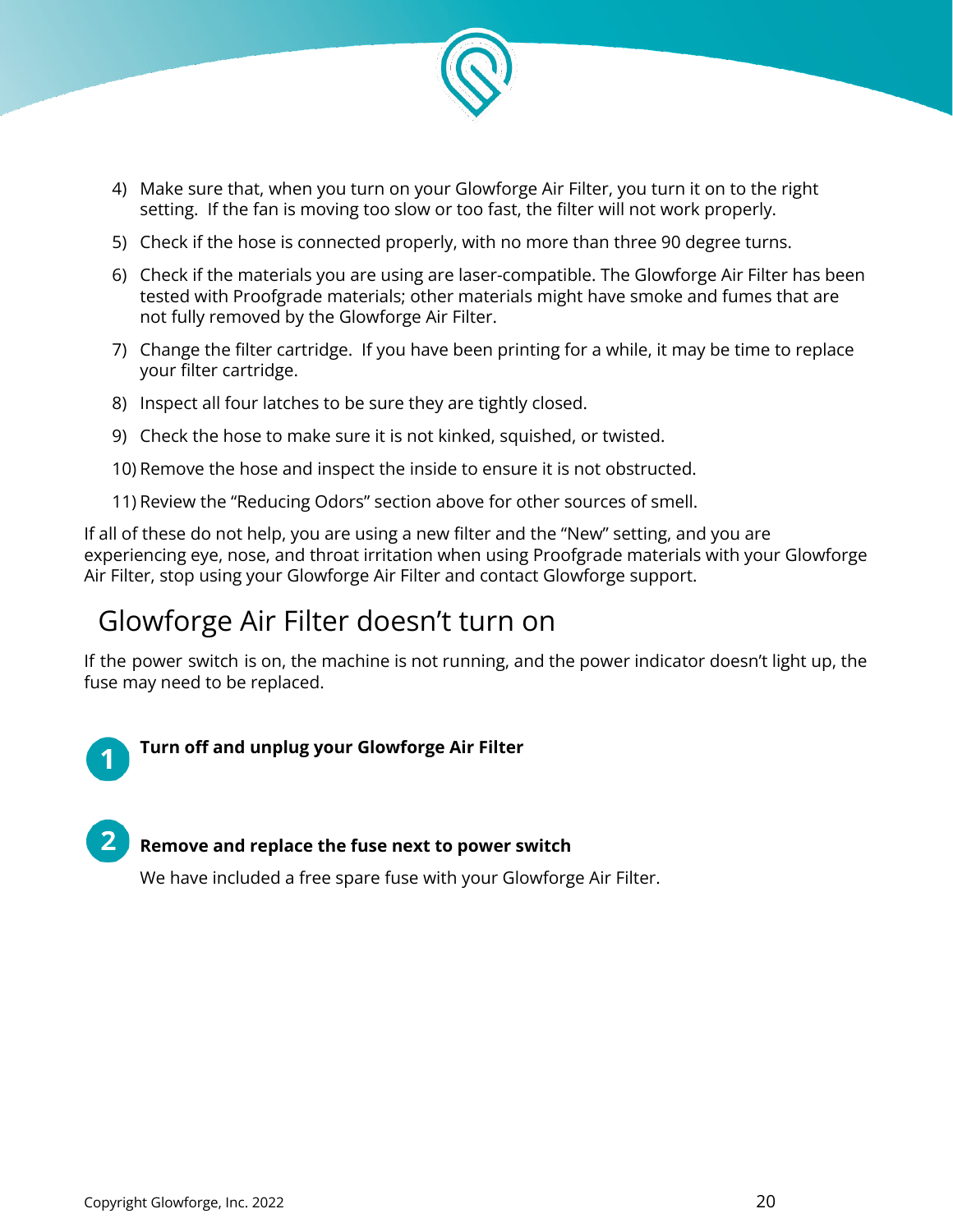4) Make sure that, when you turn on your Glowforge Air Filter, you turn it on to the right setting. If the fan is moving too slow or too fast, the filter will not work properly.
5) Check if the hose is connected properly, with no more than three 90 degree turns.
6) Check if the materials you are using are laser-compatible. The Glowforge Air Filter has been tested with Proofgrade materials; other materials might have smoke and fumes that are not fully removed by the Glowforge Air Filter.
7) Change the filter cartridge. If you have been printing for a while, it may be time to replace your filter cartridge.
8) Inspect all four latches to be sure they are tightly closed.
9) Check the hose to make sure it is not kinked, squished, or twisted.
10) Remove the hose and inspect the inside to ensure it is not obstructed.
11) Review the "Reducing Odors" section above for other sources of smell.

If all of these do not help, you are using a new filter and the "New" setting, and you are experiencing eye, nose, and throat irritation when using Proofgrade materials with your Glowforge Air Filter, stop using your Glowforge Air Filter and contact Glowforge support.

## Glowforge Air Filter doesn't turn on

If the power switch is on, the machine is not running, and the power indicator doesn't light up, the fuse may need to be replaced.

1. **Turn off and unplug your Glowforge Air Filter**

2. **Remove and replace the fuse next to power switch**

   We have included a free spare fuse with your Glowforge Air Filter.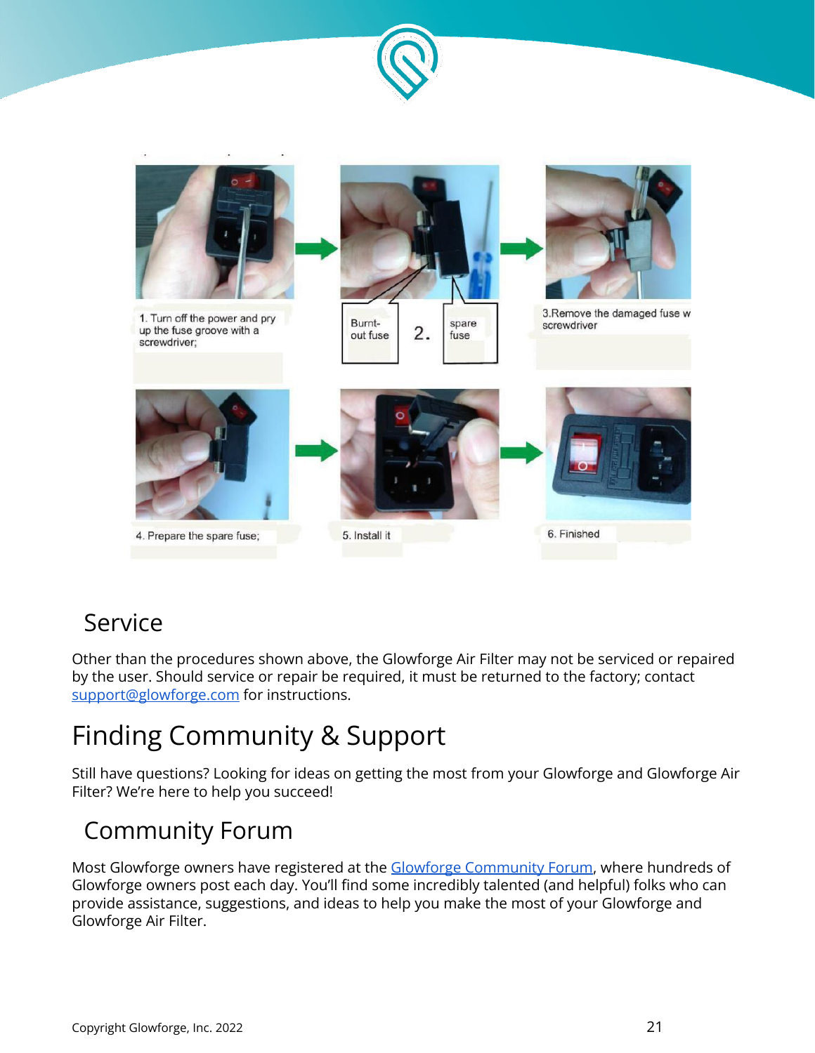1. Turn off the power and pry up the fuse groove with a screwdriver;

Burnt-out fuse 2. spare fuse

3.Remove the damaged fuse w screwdriver

4. Prepare the spare fuse;

5. Install it

6. Finished

## Service

Other than the procedures shown above, the Glowforge Air Filter may not be serviced or repaired by the user. Should service or repair be required, it must be returned to the factory; contact support@glowforge.com for instructions.

# Finding Community & Support

Still have questions? Looking for ideas on getting the most from your Glowforge and Glowforge Air Filter? We're here to help you succeed!

## Community Forum

Most Glowforge owners have registered at the Glowforge Community Forum, where hundreds of Glowforge owners post each day. You'll find some incredibly talented (and helpful) folks who can provide assistance, suggestions, and ideas to help you make the most of your Glowforge and Glowforge Air Filter.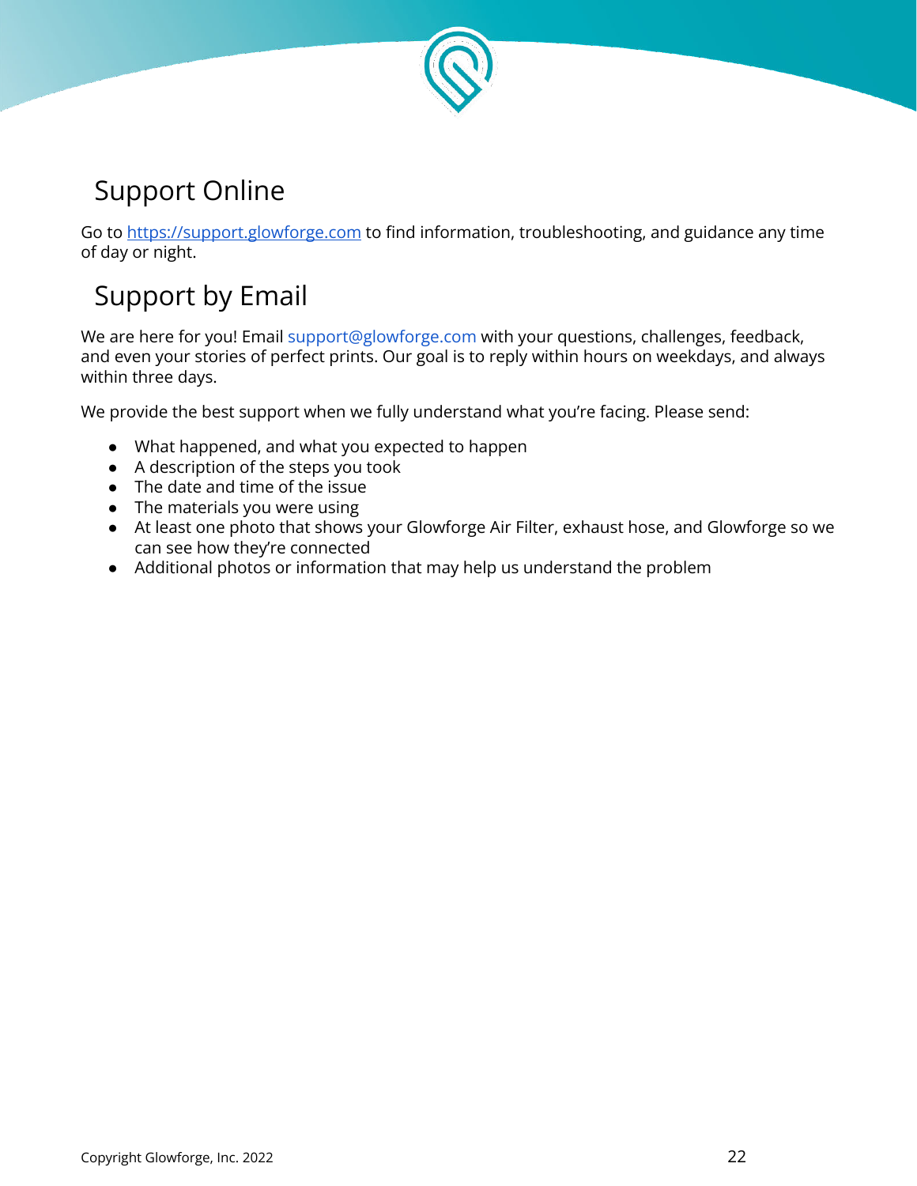## Support Online

Go to https://support.glowforge.com to find information, troubleshooting, and guidance any time of day or night.

## Support by Email

We are here for you! Email support@glowforge.com with your questions, challenges, feedback, and even your stories of perfect prints. Our goal is to reply within hours on weekdays, and always within three days.

We provide the best support when we fully understand what you're facing. Please send:

- What happened, and what you expected to happen
- A description of the steps you took
- The date and time of the issue
- The materials you were using
- At least one photo that shows your Glowforge Air Filter, exhaust hose, and Glowforge so we can see how they're connected
- Additional photos or information that may help us understand the problem

Copyright Glowforge, Inc. 2022